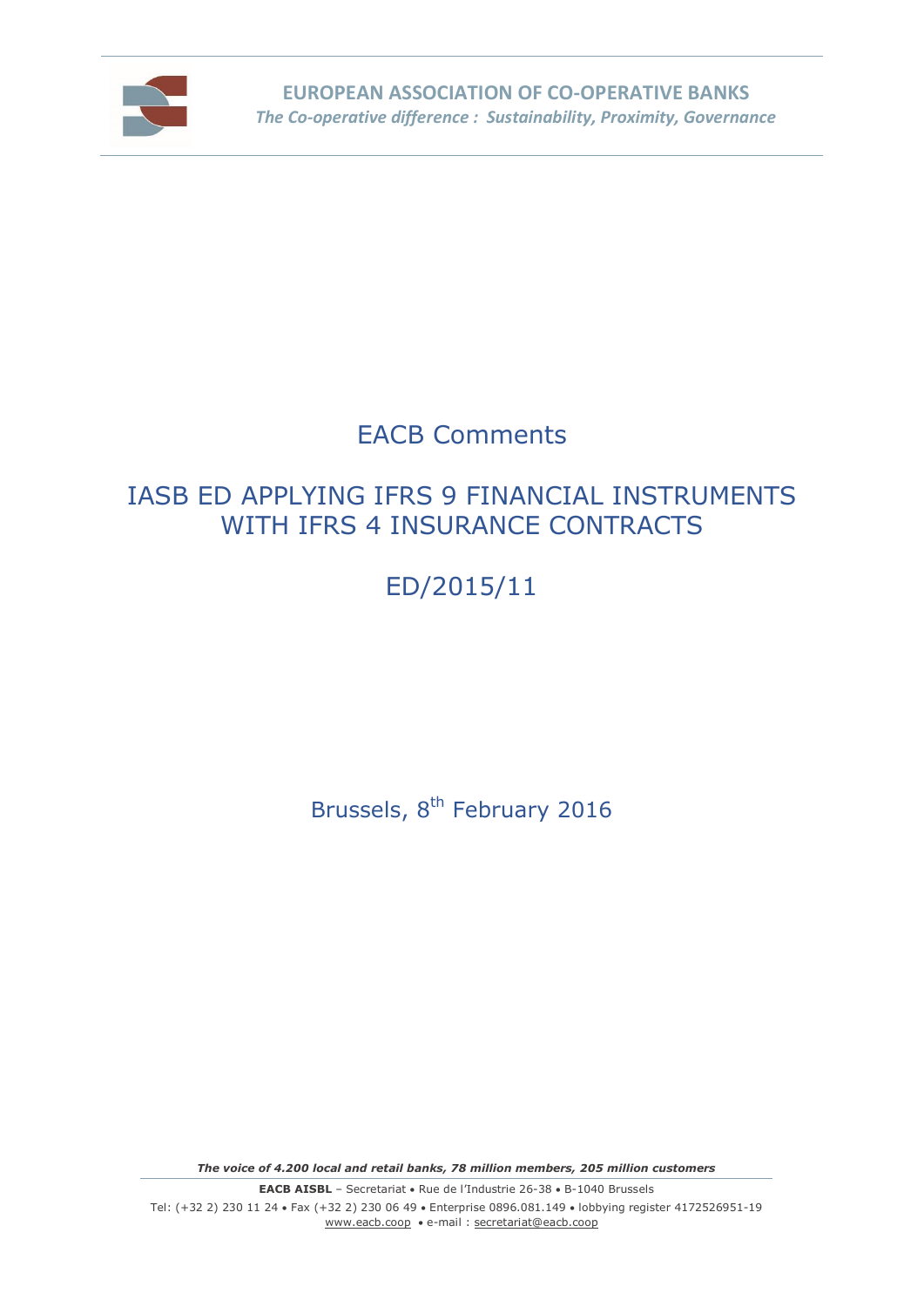**EUROPEAN ASSOCIATION OF CO-OPERATIVE BANKS**
*The Co-operative difference : Sustainability, Proximity, Governance*

# EACB Comments

# IASB ED APPLYING IFRS 9 FINANCIAL INSTRUMENTS WITH IFRS 4 INSURANCE CONTRACTS

# ED/2015/11

Brussels, 8th February 2016

***The voice of 4.200 local and retail banks, 78 million members, 205 million customers***

**EACB AISBL** – Secretariat • Rue de l'Industrie 26-38 • B-1040 Brussels
Tel: (+32 2) 230 11 24 • Fax (+32 2) 230 06 49 • Enterprise 0896.081.149 • lobbying register 4172526951-19
www.eacb.coop • e-mail : secretariat@eacb.coop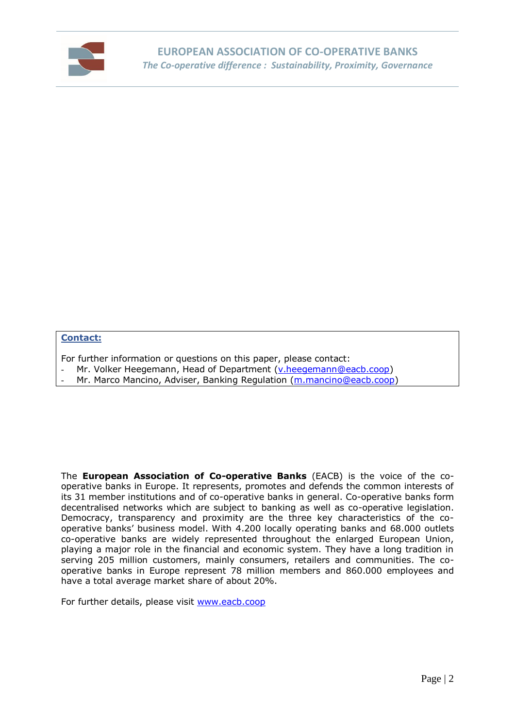**Contact:**

For further information or questions on this paper, please contact:

- Mr. Volker Heegemann, Head of Department (v.heegemann@eacb.coop)
- Mr. Marco Mancino, Adviser, Banking Regulation (m.mancino@eacb.coop)

The **European Association of Co-operative Banks** (EACB) is the voice of the co-operative banks in Europe. It represents, promotes and defends the common interests of its 31 member institutions and of co-operative banks in general. Co-operative banks form decentralised networks which are subject to banking as well as co-operative legislation. Democracy, transparency and proximity are the three key characteristics of the co-operative banks' business model. With 4.200 locally operating banks and 68.000 outlets co-operative banks are widely represented throughout the enlarged European Union, playing a major role in the financial and economic system. They have a long tradition in serving 205 million customers, mainly consumers, retailers and communities. The co-operative banks in Europe represent 78 million members and 860.000 employees and have a total average market share of about 20%.

For further details, please visit www.eacb.coop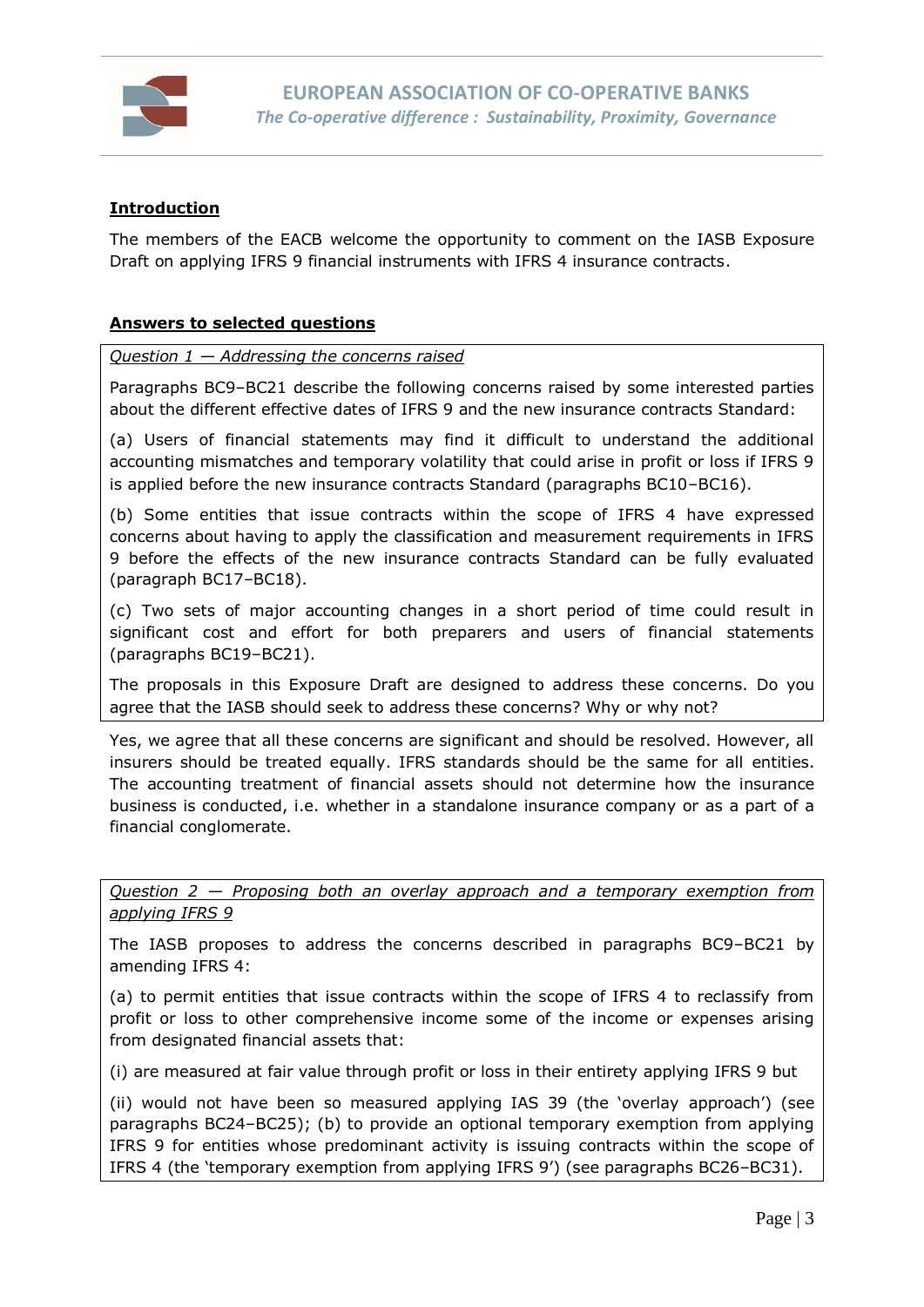## Introduction

The members of the EACB welcome the opportunity to comment on the IASB Exposure Draft on applying IFRS 9 financial instruments with IFRS 4 insurance contracts.

## Answers to selected questions

*Question 1 — Addressing the concerns raised*

Paragraphs BC9–BC21 describe the following concerns raised by some interested parties about the different effective dates of IFRS 9 and the new insurance contracts Standard:

(a) Users of financial statements may find it difficult to understand the additional accounting mismatches and temporary volatility that could arise in profit or loss if IFRS 9 is applied before the new insurance contracts Standard (paragraphs BC10–BC16).

(b) Some entities that issue contracts within the scope of IFRS 4 have expressed concerns about having to apply the classification and measurement requirements in IFRS 9 before the effects of the new insurance contracts Standard can be fully evaluated (paragraph BC17–BC18).

(c) Two sets of major accounting changes in a short period of time could result in significant cost and effort for both preparers and users of financial statements (paragraphs BC19–BC21).

The proposals in this Exposure Draft are designed to address these concerns. Do you agree that the IASB should seek to address these concerns? Why or why not?

Yes, we agree that all these concerns are significant and should be resolved. However, all insurers should be treated equally. IFRS standards should be the same for all entities. The accounting treatment of financial assets should not determine how the insurance business is conducted, i.e. whether in a standalone insurance company or as a part of a financial conglomerate.

*Question 2 — Proposing both an overlay approach and a temporary exemption from applying IFRS 9*

The IASB proposes to address the concerns described in paragraphs BC9–BC21 by amending IFRS 4:

(a) to permit entities that issue contracts within the scope of IFRS 4 to reclassify from profit or loss to other comprehensive income some of the income or expenses arising from designated financial assets that:

(i) are measured at fair value through profit or loss in their entirety applying IFRS 9 but

(ii) would not have been so measured applying IAS 39 (the 'overlay approach') (see paragraphs BC24–BC25); (b) to provide an optional temporary exemption from applying IFRS 9 for entities whose predominant activity is issuing contracts within the scope of IFRS 4 (the 'temporary exemption from applying IFRS 9') (see paragraphs BC26–BC31).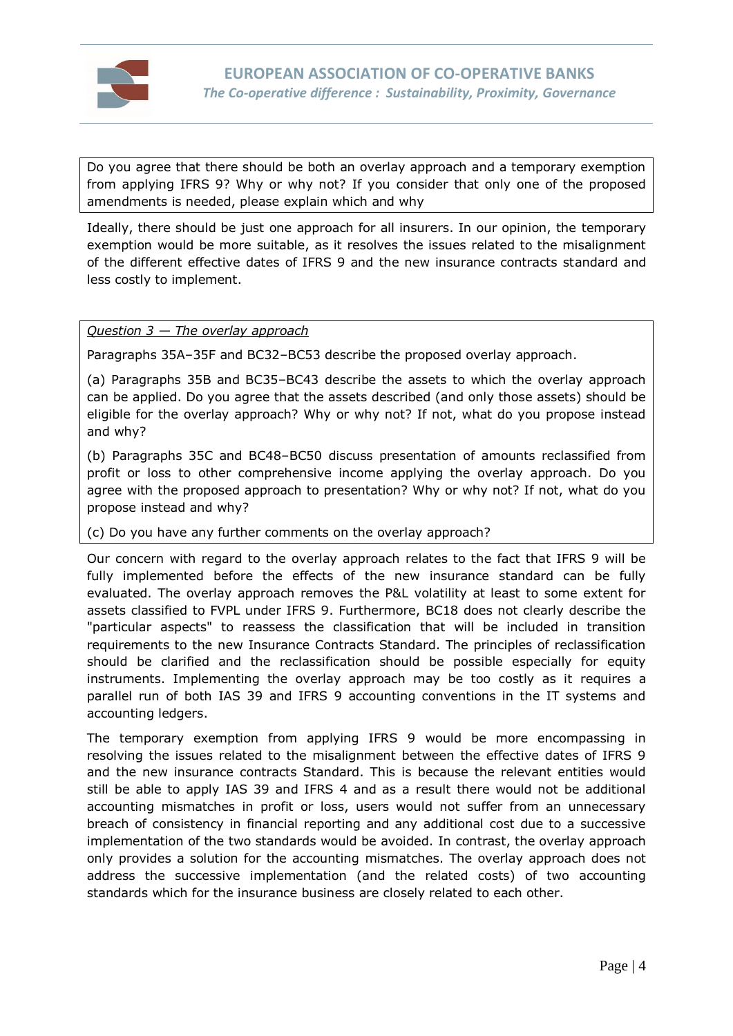Do you agree that there should be both an overlay approach and a temporary exemption from applying IFRS 9? Why or why not? If you consider that only one of the proposed amendments is needed, please explain which and why

Ideally, there should be just one approach for all insurers. In our opinion, the temporary exemption would be more suitable, as it resolves the issues related to the misalignment of the different effective dates of IFRS 9 and the new insurance contracts standard and less costly to implement.

*Question 3 — The overlay approach*

Paragraphs 35A–35F and BC32–BC53 describe the proposed overlay approach.

(a) Paragraphs 35B and BC35–BC43 describe the assets to which the overlay approach can be applied. Do you agree that the assets described (and only those assets) should be eligible for the overlay approach? Why or why not? If not, what do you propose instead and why?

(b) Paragraphs 35C and BC48–BC50 discuss presentation of amounts reclassified from profit or loss to other comprehensive income applying the overlay approach. Do you agree with the proposed approach to presentation? Why or why not? If not, what do you propose instead and why?

(c) Do you have any further comments on the overlay approach?

Our concern with regard to the overlay approach relates to the fact that IFRS 9 will be fully implemented before the effects of the new insurance standard can be fully evaluated. The overlay approach removes the P&L volatility at least to some extent for assets classified to FVPL under IFRS 9. Furthermore, BC18 does not clearly describe the "particular aspects" to reassess the classification that will be included in transition requirements to the new Insurance Contracts Standard. The principles of reclassification should be clarified and the reclassification should be possible especially for equity instruments. Implementing the overlay approach may be too costly as it requires a parallel run of both IAS 39 and IFRS 9 accounting conventions in the IT systems and accounting ledgers.

The temporary exemption from applying IFRS 9 would be more encompassing in resolving the issues related to the misalignment between the effective dates of IFRS 9 and the new insurance contracts Standard. This is because the relevant entities would still be able to apply IAS 39 and IFRS 4 and as a result there would not be additional accounting mismatches in profit or loss, users would not suffer from an unnecessary breach of consistency in financial reporting and any additional cost due to a successive implementation of the two standards would be avoided. In contrast, the overlay approach only provides a solution for the accounting mismatches. The overlay approach does not address the successive implementation (and the related costs) of two accounting standards which for the insurance business are closely related to each other.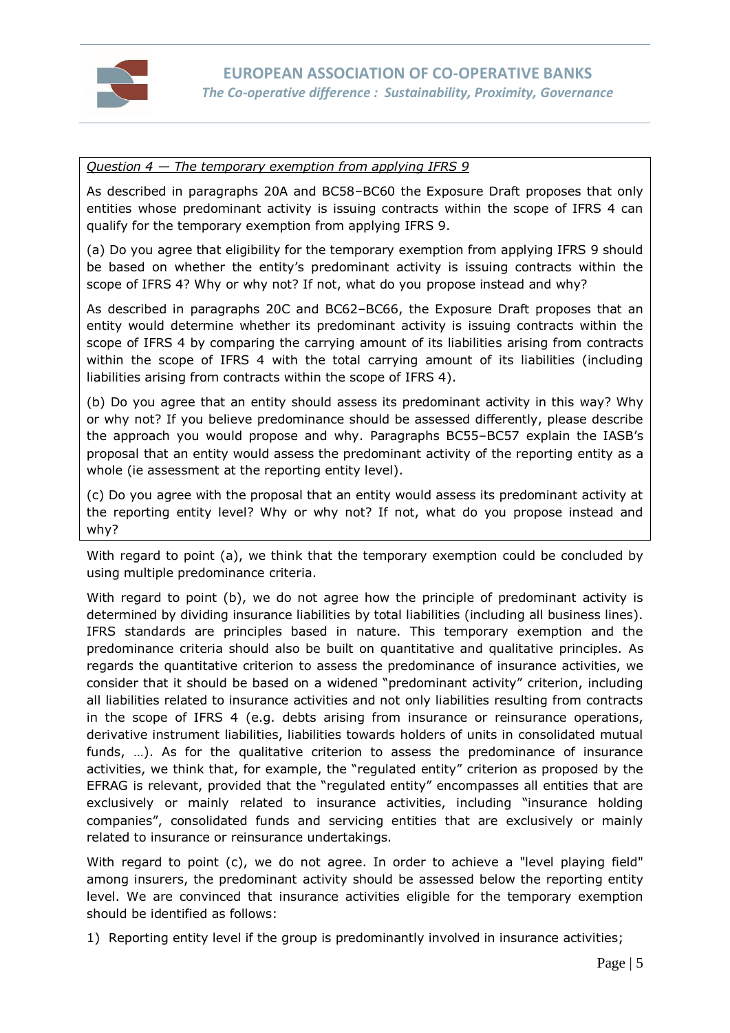*Question 4 — The temporary exemption from applying IFRS 9*

As described in paragraphs 20A and BC58–BC60 the Exposure Draft proposes that only entities whose predominant activity is issuing contracts within the scope of IFRS 4 can qualify for the temporary exemption from applying IFRS 9.

(a) Do you agree that eligibility for the temporary exemption from applying IFRS 9 should be based on whether the entity's predominant activity is issuing contracts within the scope of IFRS 4? Why or why not? If not, what do you propose instead and why?

As described in paragraphs 20C and BC62–BC66, the Exposure Draft proposes that an entity would determine whether its predominant activity is issuing contracts within the scope of IFRS 4 by comparing the carrying amount of its liabilities arising from contracts within the scope of IFRS 4 with the total carrying amount of its liabilities (including liabilities arising from contracts within the scope of IFRS 4).

(b) Do you agree that an entity should assess its predominant activity in this way? Why or why not? If you believe predominance should be assessed differently, please describe the approach you would propose and why. Paragraphs BC55–BC57 explain the IASB's proposal that an entity would assess the predominant activity of the reporting entity as a whole (ie assessment at the reporting entity level).

(c) Do you agree with the proposal that an entity would assess its predominant activity at the reporting entity level? Why or why not? If not, what do you propose instead and why?

With regard to point (a), we think that the temporary exemption could be concluded by using multiple predominance criteria.

With regard to point (b), we do not agree how the principle of predominant activity is determined by dividing insurance liabilities by total liabilities (including all business lines). IFRS standards are principles based in nature. This temporary exemption and the predominance criteria should also be built on quantitative and qualitative principles. As regards the quantitative criterion to assess the predominance of insurance activities, we consider that it should be based on a widened "predominant activity" criterion, including all liabilities related to insurance activities and not only liabilities resulting from contracts in the scope of IFRS 4 (e.g. debts arising from insurance or reinsurance operations, derivative instrument liabilities, liabilities towards holders of units in consolidated mutual funds, …). As for the qualitative criterion to assess the predominance of insurance activities, we think that, for example, the "regulated entity" criterion as proposed by the EFRAG is relevant, provided that the "regulated entity" encompasses all entities that are exclusively or mainly related to insurance activities, including "insurance holding companies", consolidated funds and servicing entities that are exclusively or mainly related to insurance or reinsurance undertakings.

With regard to point (c), we do not agree. In order to achieve a "level playing field" among insurers, the predominant activity should be assessed below the reporting entity level. We are convinced that insurance activities eligible for the temporary exemption should be identified as follows:

1) Reporting entity level if the group is predominantly involved in insurance activities;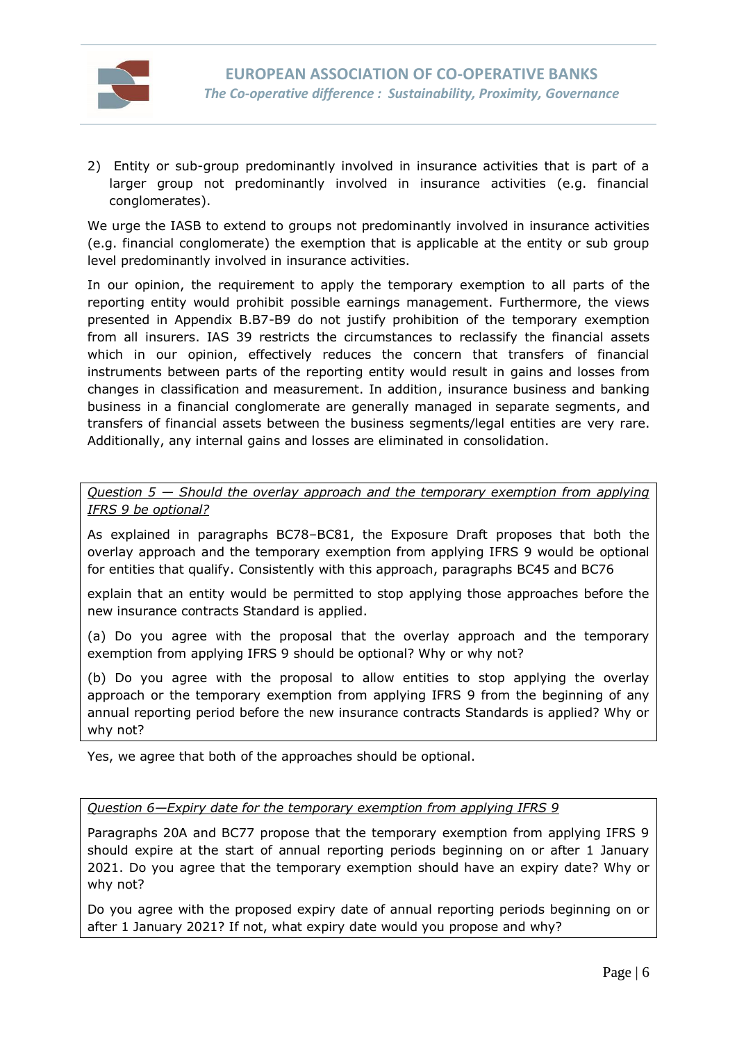2) Entity or sub-group predominantly involved in insurance activities that is part of a larger group not predominantly involved in insurance activities (e.g. financial conglomerates).

We urge the IASB to extend to groups not predominantly involved in insurance activities (e.g. financial conglomerate) the exemption that is applicable at the entity or sub group level predominantly involved in insurance activities.

In our opinion, the requirement to apply the temporary exemption to all parts of the reporting entity would prohibit possible earnings management. Furthermore, the views presented in Appendix B.B7-B9 do not justify prohibition of the temporary exemption from all insurers. IAS 39 restricts the circumstances to reclassify the financial assets which in our opinion, effectively reduces the concern that transfers of financial instruments between parts of the reporting entity would result in gains and losses from changes in classification and measurement. In addition, insurance business and banking business in a financial conglomerate are generally managed in separate segments, and transfers of financial assets between the business segments/legal entities are very rare. Additionally, any internal gains and losses are eliminated in consolidation.

*Question 5 — Should the overlay approach and the temporary exemption from applying IFRS 9 be optional?*

As explained in paragraphs BC78–BC81, the Exposure Draft proposes that both the overlay approach and the temporary exemption from applying IFRS 9 would be optional for entities that qualify. Consistently with this approach, paragraphs BC45 and BC76

explain that an entity would be permitted to stop applying those approaches before the new insurance contracts Standard is applied.

(a) Do you agree with the proposal that the overlay approach and the temporary exemption from applying IFRS 9 should be optional? Why or why not?

(b) Do you agree with the proposal to allow entities to stop applying the overlay approach or the temporary exemption from applying IFRS 9 from the beginning of any annual reporting period before the new insurance contracts Standards is applied? Why or why not?

Yes, we agree that both of the approaches should be optional.

*Question 6—Expiry date for the temporary exemption from applying IFRS 9*

Paragraphs 20A and BC77 propose that the temporary exemption from applying IFRS 9 should expire at the start of annual reporting periods beginning on or after 1 January 2021. Do you agree that the temporary exemption should have an expiry date? Why or why not?

Do you agree with the proposed expiry date of annual reporting periods beginning on or after 1 January 2021? If not, what expiry date would you propose and why?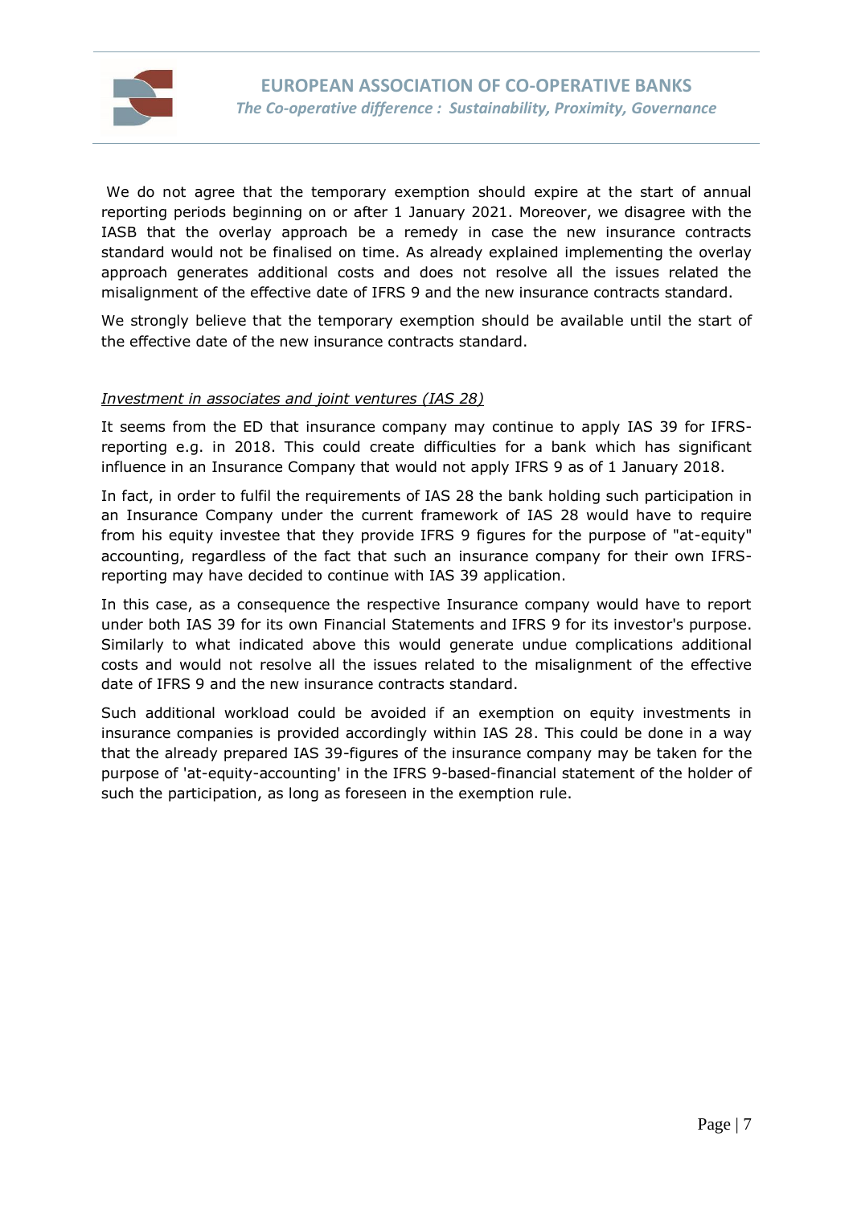We do not agree that the temporary exemption should expire at the start of annual reporting periods beginning on or after 1 January 2021. Moreover, we disagree with the IASB that the overlay approach be a remedy in case the new insurance contracts standard would not be finalised on time. As already explained implementing the overlay approach generates additional costs and does not resolve all the issues related the misalignment of the effective date of IFRS 9 and the new insurance contracts standard.

We strongly believe that the temporary exemption should be available until the start of the effective date of the new insurance contracts standard.

*Investment in associates and joint ventures (IAS 28)*

It seems from the ED that insurance company may continue to apply IAS 39 for IFRS-reporting e.g. in 2018. This could create difficulties for a bank which has significant influence in an Insurance Company that would not apply IFRS 9 as of 1 January 2018.

In fact, in order to fulfil the requirements of IAS 28 the bank holding such participation in an Insurance Company under the current framework of IAS 28 would have to require from his equity investee that they provide IFRS 9 figures for the purpose of "at-equity" accounting, regardless of the fact that such an insurance company for their own IFRS-reporting may have decided to continue with IAS 39 application.

In this case, as a consequence the respective Insurance company would have to report under both IAS 39 for its own Financial Statements and IFRS 9 for its investor's purpose. Similarly to what indicated above this would generate undue complications additional costs and would not resolve all the issues related to the misalignment of the effective date of IFRS 9 and the new insurance contracts standard.

Such additional workload could be avoided if an exemption on equity investments in insurance companies is provided accordingly within IAS 28. This could be done in a way that the already prepared IAS 39-figures of the insurance company may be taken for the purpose of 'at-equity-accounting' in the IFRS 9-based-financial statement of the holder of such the participation, as long as foreseen in the exemption rule.